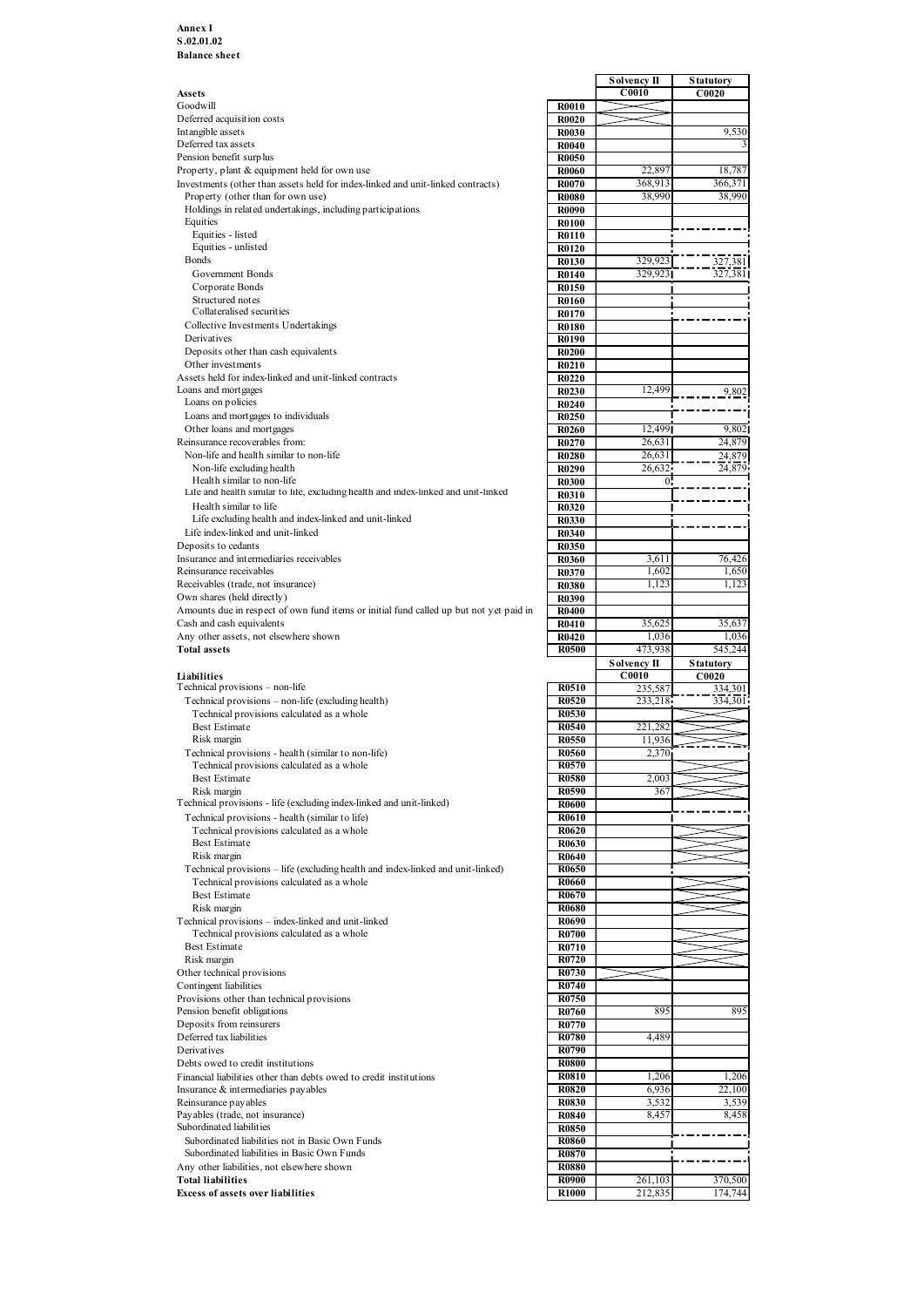**Annex I**
**S.02.01.02**
**Balance sheet**

| | | Solvency II | Statutory |
|---|---|---|---|
| **Assets** | | **C0010** | **C0020** |
| Goodwill | **R0010** | | |
| Deferred acquisition costs | **R0020** | | |
| Intangible assets | **R0030** | | 9,530 |
| Deferred tax assets | **R0040** | | 3 |
| Pension benefit surplus | **R0050** | | |
| Property, plant & equipment held for own use | **R0060** | 22,897 | 18,787 |
| Investments (other than assets held for index-linked and unit-linked contracts) | **R0070** | 368,913 | 366,371 |
| Property (other than for own use) | **R0080** | 38,990 | 38,990 |
| Holdings in related undertakings, including participations | **R0090** | | |
| Equities | **R0100** | | |
| Equities - listed | **R0110** | | |
| Equities - unlisted | **R0120** | | |
| Bonds | **R0130** | 329,923 | 327,381 |
| Government Bonds | **R0140** | 329,923 | 327,381 |
| Corporate Bonds | **R0150** | | |
| Structured notes | **R0160** | | |
| Collateralised securities | **R0170** | | |
| Collective Investments Undertakings | **R0180** | | |
| Derivatives | **R0190** | | |
| Deposits other than cash equivalents | **R0200** | | |
| Other investments | **R0210** | | |
| Assets held for index-linked and unit-linked contracts | **R0220** | | |
| Loans and mortgages | **R0230** | 12,499 | 9,802 |
| Loans on policies | **R0240** | | |
| Loans and mortgages to individuals | **R0250** | | |
| Other loans and mortgages | **R0260** | 12,499 | 9,802 |
| Reinsurance recoverables from: | **R0270** | 26,631 | 24,879 |
| Non-life and health similar to non-life | **R0280** | 26,631 | 24,879 |
| Non-life excluding health | **R0290** | 26,632 | 24,879 |
| Health similar to non-life | **R0300** | 0 | |
| Life and health similar to life, excluding health and index-linked and unit-linked | **R0310** | | |
| Health similar to life | **R0320** | | |
| Life excluding health and index-linked and unit-linked | **R0330** | | |
| Life index-linked and unit-linked | **R0340** | | |
| Deposits to cedants | **R0350** | | |
| Insurance and intermediaries receivables | **R0360** | 3,611 | 76,426 |
| Reinsurance receivables | **R0370** | 1,602 | 1,650 |
| Receivables (trade, not insurance) | **R0380** | 1,123 | 1,123 |
| Own shares (held directly) | **R0390** | | |
| Amounts due in respect of own fund items or initial fund called up but not yet paid in | **R0400** | | |
| Cash and cash equivalents | **R0410** | 35,625 | 35,637 |
| Any other assets, not elsewhere shown | **R0420** | 1,036 | 1,036 |
| **Total assets** | **R0500** | 473,938 | 545,244 |

| | | Solvency II | Statutory |
|---|---|---|---|
| **Liabilities** | | **C0010** | **C0020** |
| Technical provisions – non-life | **R0510** | 235,587 | 334,301 |
| Technical provisions – non-life (excluding health) | **R0520** | 233,218 | 334,301 |
| Technical provisions calculated as a whole | **R0530** | | |
| Best Estimate | **R0540** | 221,282 | |
| Risk margin | **R0550** | 11,936 | |
| Technical provisions - health (similar to non-life) | **R0560** | 2,370 | |
| Technical provisions calculated as a whole | **R0570** | | |
| Best Estimate | **R0580** | 2,003 | |
| Risk margin | **R0590** | 367 | |
| Technical provisions - life (excluding index-linked and unit-linked) | **R0600** | | |
| Technical provisions - health (similar to life) | **R0610** | | |
| Technical provisions calculated as a whole | **R0620** | | |
| Best Estimate | **R0630** | | |
| Risk margin | **R0640** | | |
| Technical provisions – life (excluding health and index-linked and unit-linked) | **R0650** | | |
| Technical provisions calculated as a whole | **R0660** | | |
| Best Estimate | **R0670** | | |
| Risk margin | **R0680** | | |
| Technical provisions – index-linked and unit-linked | **R0690** | | |
| Technical provisions calculated as a whole | **R0700** | | |
| Best Estimate | **R0710** | | |
| Risk margin | **R0720** | | |
| Other technical provisions | **R0730** | | |
| Contingent liabilities | **R0740** | | |
| Provisions other than technical provisions | **R0750** | | |
| Pension benefit obligations | **R0760** | 895 | 895 |
| Deposits from reinsurers | **R0770** | | |
| Deferred tax liabilities | **R0780** | 4,489 | |
| Derivatives | **R0790** | | |
| Debts owed to credit institutions | **R0800** | | |
| Financial liabilities other than debts owed to credit institutions | **R0810** | 1,206 | 1,206 |
| Insurance & intermediaries payables | **R0820** | 6,936 | 22,100 |
| Reinsurance payables | **R0830** | 3,532 | 3,539 |
| Payables (trade, not insurance) | **R0840** | 8,457 | 8,458 |
| Subordinated liabilities | **R0850** | | |
| Subordinated liabilities not in Basic Own Funds | **R0860** | | |
| Subordinated liabilities in Basic Own Funds | **R0870** | | |
| Any other liabilities, not elsewhere shown | **R0880** | | |
| **Total liabilities** | **R0900** | 261,103 | 370,500 |
| **Excess of assets over liabilities** | **R1000** | 212,835 | 174,744 |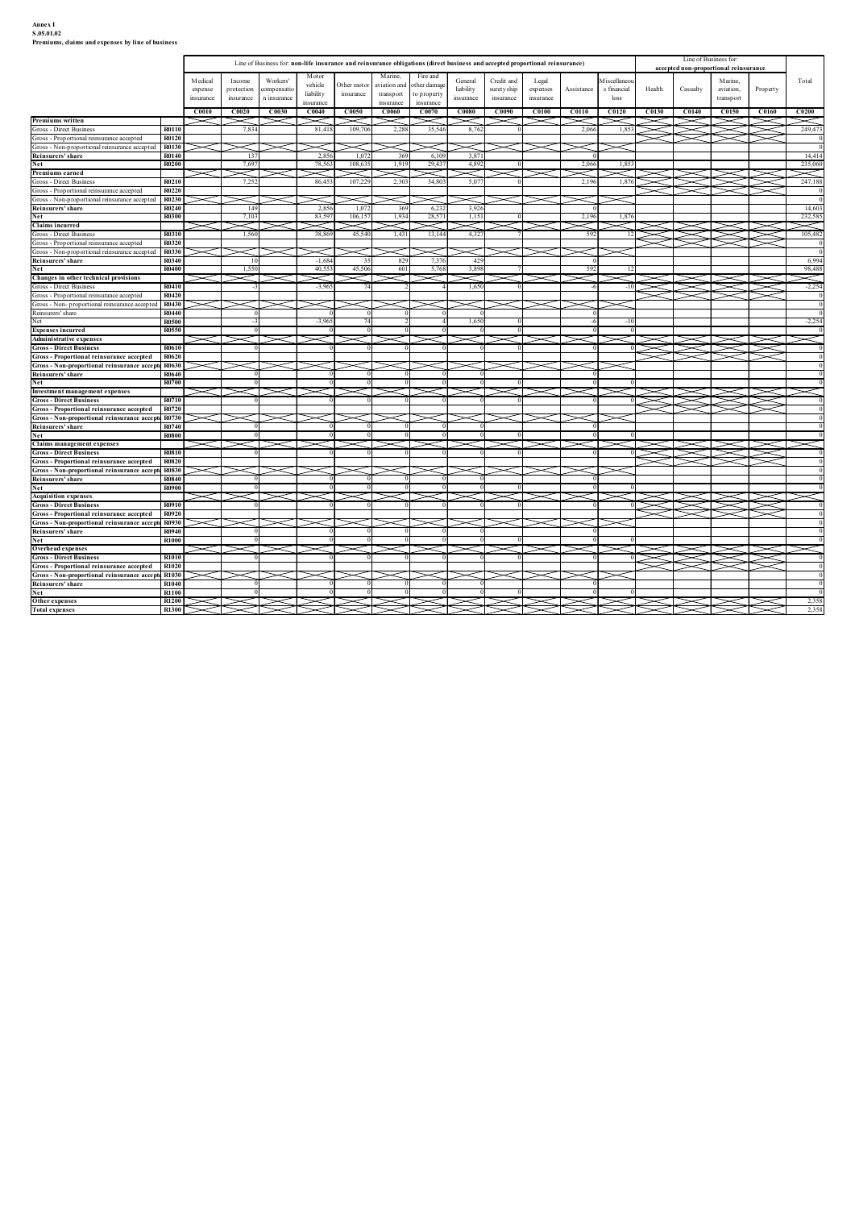**Annex I**
**S.05.01.02**
**Premiums, claims and expenses by line of business**

| | | Line of Business for: non-life insurance and reinsurance obligations (direct business and accepted proportional reinsurance) | | | | | | | | | | | | Line of Business for: accepted non-proportional reinsurance | | | | Total |
|---|---|---|---|---|---|---|---|---|---|---|---|---|---|---|---|---|---|---|
| | | Medical expense insurance | Income protection insurance | Workers' compensation insurance | Motor vehicle liability insurance | Other motor insurance | Marine, aviation and transport insurance | Fire and other damage to property insurance | General liability insurance | Credit and suretyship insurance | Legal expenses insurance | Assistance | Miscellaneous financial loss | Health | Casualty | Marine, aviation, transport | Property | Total |
| | | C0010 | C0020 | C0030 | C0040 | C0050 | C0060 | C0070 | C0080 | C0090 | C0100 | C0110 | C0120 | C0130 | C0140 | C0150 | C0160 | C0200 |
| **Premiums written** | | | | | | | | | | | | | | | | | | |
| Gross - Direct Business | R0110 | | 7,834 | | 81,418 | 109,706 | 2,288 | 35,546 | 8,762 | 0 | | 2,066 | 1,853 | | | | | 249,473 |
| Gross - Proportional reinsurance accepted | R0120 | | | | | | | | | | | | | | | | | 0 |
| Gross - Non-proportional reinsurance accepted | R0130 | | | | | | | | | | | | | | | | | 0 |
| **Reinsurers' share** | R0140 | | 137 | | 2,856 | 1,072 | 369 | 6,109 | 3,871 | | | 0 | | | | | | 14,414 |
| **Net** | R0200 | | 7,697 | | 78,563 | 108,635 | 1,919 | 29,437 | 4,892 | 0 | | 2,066 | 1,853 | | | | | 235,060 |
| **Premiums earned** | | | | | | | | | | | | | | | | | | |
| Gross - Direct Business | R0210 | | 7,252 | | 86,453 | 107,229 | 2,303 | 34,803 | 5,077 | 0 | | 2,196 | 1,876 | | | | | 247,188 |
| Gross - Proportional reinsurance accepted | R0220 | | | | | | | | | | | | | | | | | 0 |
| Gross - Non-proportional reinsurance accepted | R0230 | | | | | | | | | | | | | | | | | 0 |
| **Reinsurers' share** | R0240 | | 149 | | 2,856 | 1,072 | 369 | 6,232 | 3,926 | | | 0 | | | | | | 14,603 |
| **Net** | R0300 | | 7,103 | | 83,597 | 106,157 | 1,934 | 28,571 | 1,151 | 0 | | 2,196 | 1,876 | | | | | 232,585 |
| **Claims incurred** | | | | | | | | | | | | | | | | | | |
| Gross - Direct Business | R0310 | | 1,560 | | 38,869 | 45,540 | 1,431 | 13,144 | 4,327 | 7 | | 592 | 12 | | | | | 105,482 |
| Gross - Proportional reinsurance accepted | R0320 | | | | | | | | | | | | | | | | | 0 |
| Gross - Non-proportional reinsurance accepted | R0330 | | | | | | | | | | | | | | | | | 0 |
| **Reinsurers' share** | R0340 | | 10 | | -1,684 | 35 | 829 | 7,376 | 429 | | | 0 | | | | | | 6,994 |
| **Net** | R0400 | | 1,550 | | 40,553 | 45,506 | 601 | 5,768 | 3,898 | 7 | | 592 | 12 | | | | | 98,488 |
| **Changes in other technical provisions** | | | | | | | | | | | | | | | | | | |
| Gross - Direct Business | R0410 | | -3 | | -3,965 | 74 | 2 | 4 | 1,650 | 0 | | -6 | -10 | | | | | -2,254 |
| Gross - Proportional reinsurance accepted | R0420 | | | | | | | | | | | | | | | | | 0 |
| Gross - Non- proportional reinsurance accepted | R0430 | | | | | | | | | | | | | | | | | 0 |
| Reinsurers' share | R0440 | | 0 | | 0 | 0 | 0 | 0 | 0 | | | 0 | | | | | | 0 |
| Net | R0500 | | -3 | | -3,965 | 74 | 2 | 4 | 1,650 | 0 | | -6 | -10 | | | | | -2,254 |
| **Expenses incurred** | R0550 | | 0 | | 0 | 0 | 0 | 0 | 0 | 0 | | 0 | 0 | | | | | 0 |
| **Administrative expenses** | | | | | | | | | | | | | | | | | | |
| **Gross - Direct Business** | R0610 | | 0 | | 0 | 0 | 0 | 0 | 0 | 0 | | 0 | 0 | | | | | 0 |
| **Gross - Proportional reinsurance accepted** | R0620 | | | | | | | | | | | | | | | | | 0 |
| **Gross - Non-proportional reinsurance accepted** | R0630 | | | | | | | | | | | | | | | | | 0 |
| **Reinsurers' share** | R0640 | | 0 | | 0 | 0 | 0 | 0 | 0 | | | 0 | | | | | | 0 |
| **Net** | R0700 | | 0 | | 0 | 0 | 0 | 0 | 0 | 0 | | 0 | 0 | | | | | 0 |
| **Investment management expenses** | | | | | | | | | | | | | | | | | | |
| **Gross - Direct Business** | R0710 | | 0 | | 0 | 0 | 0 | 0 | 0 | 0 | | 0 | 0 | | | | | 0 |
| **Gross - Proportional reinsurance accepted** | R0720 | | | | | | | | | | | | | | | | | 0 |
| **Gross - Non-proportional reinsurance accepted** | R0730 | | | | | | | | | | | | | | | | | 0 |
| **Reinsurers' share** | R0740 | | 0 | | 0 | 0 | 0 | 0 | 0 | | | 0 | | | | | | 0 |
| **Net** | R0800 | | 0 | | 0 | 0 | 0 | 0 | 0 | 0 | | 0 | 0 | | | | | 0 |
| **Claims management expenses** | | | | | | | | | | | | | | | | | | |
| **Gross - Direct Business** | R0810 | | 0 | | 0 | 0 | 0 | 0 | 0 | 0 | | 0 | 0 | | | | | 0 |
| **Gross - Proportional reinsurance accepted** | R0820 | | | | | | | | | | | | | | | | | 0 |
| **Gross - Non-proportional reinsurance accepted** | R0830 | | | | | | | | | | | | | | | | | 0 |
| **Reinsurers' share** | R0840 | | 0 | | 0 | 0 | 0 | 0 | 0 | | | 0 | | | | | | 0 |
| **Net** | R0900 | | 0 | | 0 | 0 | 0 | 0 | 0 | 0 | | 0 | 0 | | | | | 0 |
| **Acquisition expenses** | | | | | | | | | | | | | | | | | | |
| **Gross - Direct Business** | R0910 | | 0 | | 0 | 0 | 0 | 0 | 0 | 0 | | 0 | 0 | | | | | 0 |
| **Gross - Proportional reinsurance accepted** | R0920 | | | | | | | | | | | | | | | | | 0 |
| **Gross - Non-proportional reinsurance accepted** | R0930 | | | | | | | | | | | | | | | | | 0 |
| **Reinsurers' share** | R0940 | | 0 | | 0 | 0 | 0 | 0 | 0 | | | 0 | | | | | | 0 |
| **Net** | R1000 | | 0 | | 0 | 0 | 0 | 0 | 0 | 0 | | 0 | 0 | | | | | 0 |
| **Overhead expenses** | | | | | | | | | | | | | | | | | | |
| **Gross - Direct Business** | R1010 | | 0 | | 0 | 0 | 0 | 0 | 0 | 0 | | 0 | 0 | | | | | 0 |
| **Gross - Proportional reinsurance accepted** | R1020 | | | | | | | | | | | | | | | | | 0 |
| **Gross - Non-proportional reinsurance accepted** | R1030 | | | | | | | | | | | | | | | | | 0 |
| **Reinsurers' share** | R1040 | | 0 | | 0 | 0 | 0 | 0 | 0 | | | 0 | | | | | | 0 |
| **Net** | R1100 | | 0 | | 0 | 0 | 0 | 0 | 0 | 0 | | 0 | 0 | | | | | 0 |
| **Other expenses** | R1200 | | | | | | | | | | | | | | | | | 2,358 |
| **Total expenses** | R1300 | | | | | | | | | | | | | | | | | 2,358 |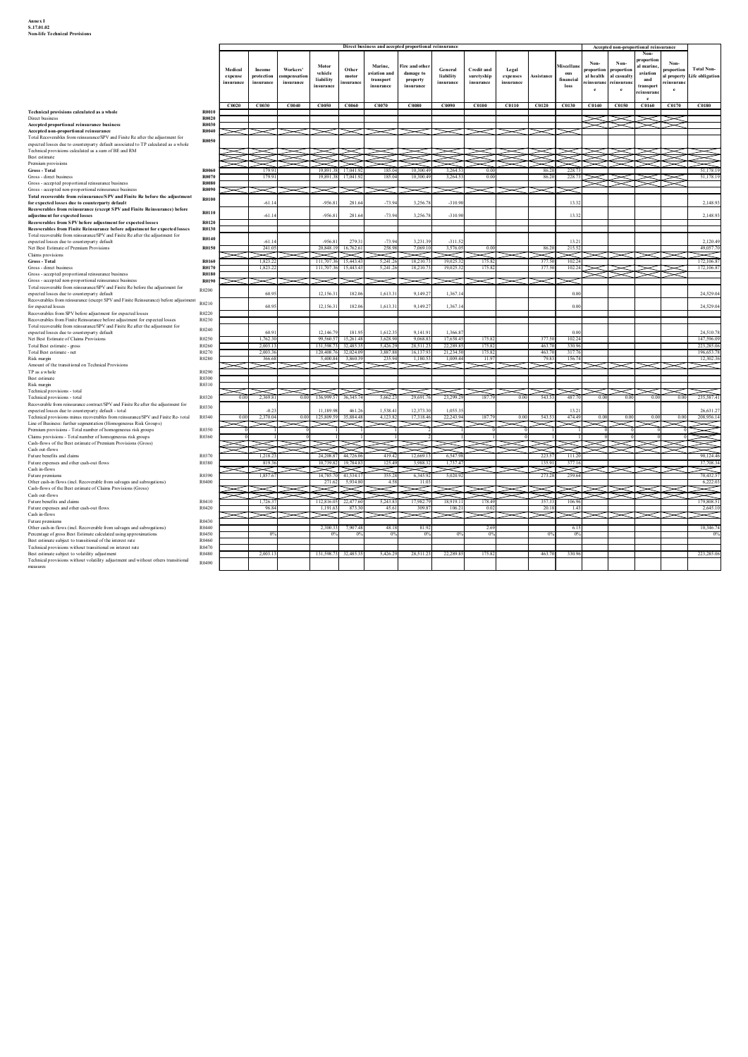**Annex I**
**S.17.01.02**
**Non-life Technical Provisions**

| | | Direct business and accepted proportional reinsurance | | | | | | | | | | | | Accepted non-proportional reinsurance | | | | |
|---|---|---|---|---|---|---|---|---|---|---|---|---|---|---|---|---|---|---|
| | | Medical expense insurance | Income protection insurance | Workers' compensation insurance | Motor vehicle liability insurance | Other motor insurance | Marine, aviation and transport insurance | Fire and other damage to property insurance | General liability insurance | Credit and suretyship insurance | Legal expenses insurance | Assistance | Miscellaneous financial loss | Non-proportional health reinsurance | Non-proportional casualty reinsurance | Non-proportional marine, aviation and transport reinsurance | Non-proportional property reinsurance | Total Non-Life obligation |
| | | C0020 | C0030 | C0040 | C0050 | C0060 | C0070 | C0080 | C0090 | C0100 | C0110 | C0120 | C0130 | C0140 | C0150 | C0160 | C0170 | C0180 |
| **Technical provisions calculated as a whole** | **R0010** | | | | | | | | | | | | | | | | | |
| Direct business | **R0020** | | | | | | | | | | | | | | | | | |
| **Accepted proportional reinsurance business** | **R0030** | | | | | | | | | | | | | | | | | |
| **Accepted non-proportional reinsurance** | **R0040** | | | | | | | | | | | | | | | | | |
| Total Recoverables from reinsurance/SPV and Finite Re after the adjustment for expected losses due to counterparty default associated to TP calculated as a whole | **R0050** | | | | | | | | | | | | | | | | | |
| Technical provisions calculated as a sum of BE and RM | | | | | | | | | | | | | | | | | | |
| Best estimate | | | | | | | | | | | | | | | | | | |
| Premium provisions | | | | | | | | | | | | | | | | | | |
| **Gross - Total** | **R0060** | | 179.91 | | 19,891.38 | 17,041.92 | 185.04 | 10,300.49 | 3,264.53 | 0.00 | | 86.20 | 228.73 | | | | | 51,178.19 |
| Gross - direct business | **R0070** | | 179.91 | | 19,891.38 | 17,041.92 | 185.04 | 10,300.49 | 3,264.53 | 0.00 | | 86.20 | 228.73 | | | | | 51,178.19 |
| Gross - accepted proportional reinsurance business | **R0080** | | | | | | | | | | | | | | | | | |
| Gross - accepted non-proportional reinsurance business | **R0090** | | | | | | | | | | | | | | | | | |
| **Total recoverable from reinsurance/SPV and Finite Re before the adjustment for expected losses due to counterparty default** | **R0100** | | -61.14 | | -956.81 | 281.64 | -73.94 | 3,256.78 | -310.90 | | | | 13.32 | | | | | 2,148.93 |
| **Recoverables from reinsurance (except SPV and Finite Reinsurance) before adjustment for expected losses** | **R0110** | | -61.14 | | -956.81 | 281.64 | -73.94 | 3,256.78 | -310.90 | | | | 13.32 | | | | | 2,148.93 |
| **Recoverables from SPV before adjustment for expected losses** | **R0120** | | | | | | | | | | | | | | | | | |
| **Recoverables from Finite Reinsurance before adjustment for expected losses** | **R0130** | | | | | | | | | | | | | | | | | |
| Total recoverable from reinsurance/SPV and Finite Re after the adjustment for expected losses due to counterparty default | **R0140** | | -61.14 | | -956.81 | 279.31 | -73.94 | 3,231.39 | -311.52 | | | | 13.21 | | | | | 2,120.49 |
| Net Best Estimate of Premium Provisions | **R0150** | | 241.05 | | 20,848.19 | 16,762.61 | 258.98 | 7,069.10 | 3,576.05 | 0.00 | | 86.20 | 215.52 | | | | | 49,057.70 |
| Claims provisions | | | | | | | | | | | | | | | | | | |
| **Gross - Total** | **R0160** | | 1,823.22 | | 111,707.36 | 15,443.43 | 5,241.26 | 18,210.73 | 19,025.32 | 175.82 | | 377.50 | 102.24 | | | | | 172,106.87 |
| Gross - direct business | **R0170** | | 1,823.22 | | 111,707.36 | 15,443.43 | 5,241.26 | 18,210.73 | 19,025.32 | 175.82 | | 377.50 | 102.24 | | | | | 172,106.87 |
| Gross - accepted proportional reinsurance business | **R0180** | | | | | | | | | | | | | | | | | |
| Gross - accepted non-proportional reinsurance business | **R0190** | | | | | | | | | | | | | | | | | |
| Total recoverable from reinsurance/SPV and Finite Re before the adjustment for expected losses due to counterparty default | R0200 | | 60.95 | | 12,156.31 | 182.06 | 1,613.31 | 9,149.27 | 1,367.14 | | | | 0.00 | | | | | 24,529.04 |
| Recoverables from reinsurance (except SPV and Finite Reinsurance) before adjustment for expected losses | R0210 | | 60.95 | | 12,156.31 | 182.06 | 1,613.31 | 9,149.27 | 1,367.14 | | | | 0.00 | | | | | 24,529.04 |
| Recoverables from SPV before adjustment for expected losses | R0220 | | | | | | | | | | | | | | | | | |
| Recoverables from Finite Reinsurance before adjustment for expected losses | R0230 | | | | | | | | | | | | | | | | | |
| Total recoverable from reinsurance/SPV and Finite Re after the adjustment for expected losses due to counterparty default | R0240 | | 60.91 | | 12,146.79 | 181.95 | 1,612.35 | 9,141.91 | 1,366.87 | | | | 0.00 | | | | | 24,510.78 |
| Net Best Estimate of Claims Provisions | R0250 | | 1,762.30 | | 99,560.57 | 15,261.48 | 3,628.90 | 9,068.83 | 17,658.45 | 175.82 | | 377.50 | 102.24 | | | | | 147,596.09 |
| Total Best estimate - gross | R0260 | | 2,003.13 | | 131,598.73 | 32,485.35 | 5,426.29 | 28,511.23 | 22,289.85 | 175.82 | | 463.70 | 330.96 | | | | | 223,285.06 |
| Total Best estimate - net | R0270 | | 2,003.36 | | 120,408.76 | 32,024.09 | 3,887.88 | 16,137.93 | 21,234.50 | 175.82 | | 463.70 | 317.76 | | | | | 196,653.78 |
| Risk margin | R0280 | | 366.68 | | 5,400.84 | 3,860.39 | 235.94 | 1,180.53 | 1,009.44 | 11.97 | | 79.83 | 156.74 | | | | | 12,302.36 |
| Amount of the transitional on Technical Provisions | | | | | | | | | | | | | | | | | | |
| TP as a whole | R0290 | | | | | | | | | | | | | | | | | |
| Best estimate | R0300 | | | | | | | | | | | | | | | | | |
| Risk margin | R0310 | | | | | | | | | | | | | | | | | |
| Technical provisions - total | | | | | | | | | | | | | | | | | | |
| Technical provisions - total | R0320 | 0.00 | 2,369.81 | 0.00 | 136,999.57 | 36,345.74 | 5,662.23 | 29,691.76 | 23,299.29 | 187.79 | 0.00 | 543.53 | 487.70 | 0.00 | 0.00 | 0.00 | 0.00 | 235,587.41 |
| Recoverable from reinsurance contract/SPV and Finite Re after the adjustment for expected losses due to counterparty default - total | R0330 | | -0.23 | | 11,189.98 | 461.26 | 1,538.41 | 12,373.30 | 1,055.35 | | | | 13.21 | | | | | 26,631.27 |
| Technical provisions minus recoverables from reinsurance/SPV and Finite Re- total | R0340 | 0.00 | 2,370.04 | 0.00 | 125,809.59 | 35,884.48 | 4,123.82 | 17,318.46 | 22,243.94 | 187.79 | 0.00 | 543.53 | 474.49 | 0.00 | 0.00 | 0.00 | 0.00 | 208,956.14 |
| Line of Business: further segmentation (Homogeneous Risk Groups) | | | | | | | | | | | | | | | | | | |
| Premium provisions - Total number of homogeneous risk groups | R0350 | 0 | 1 | 0 | 1 | 1 | 1 | 2 | 1 | 1 | 0 | 1 | 1 | 0 | 0 | 0 | 0 | |
| Claims provisions - Total number of homogeneous risk groups | R0360 | 0 | 1 | 0 | 1 | 1 | 1 | 2 | 1 | 1 | 0 | 1 | 1 | 0 | 0 | 0 | 0 | |
| Cash-flows of the Best estimate of Premium Provisions (Gross) | | | | | | | | | | | | | | | | | | |
| Cash out-flows | | | | | | | | | | | | | | | | | | |
| Future benefits and claims | R0370 | | 1,218.23 | | 24,208.87 | 44,726.06 | 419.42 | 12,669.13 | 6,547.98 | | | 223.57 | 111.20 | | | | | 90,124.46 |
| Future expenses and other cash-out flows | R0380 | | 819.36 | | 10,739.82 | 19,784.83 | 125.49 | 3,988.32 | 1,737.47 | | | 135.91 | 377.16 | | | | | 37,708.34 |
| Cash in-flows | | | | | | | | | | | | | | | | | | |
| Future premiums | R0390 | | 1,857.67 | | 14,785.70 | 41,534.17 | 355.28 | 6,345.92 | 5,020.92 | | | 273.28 | 259.64 | | | | | 70,432.57 |
| Other cash-in flows (incl. Recoverable from salvages and subrogations) | R0400 | | | | 271.62 | 5,934.80 | 4.58 | 11.03 | | | | | | | | | | 6,222.03 |
| Cash-flows of the Best estimate of Claims Provisions (Gross) | | | | | | | | | | | | | | | | | | |
| Cash out-flows | | | | | | | | | | | | | | | | | | |
| Future benefits and claims | R0410 | | 1,726.37 | | 112,816.05 | 22,477.60 | 5,243.83 | 17,982.79 | 18,919.11 | 178.49 | | 357.35 | 106.96 | | | | | 179,808.57 |
| Future expenses and other cash-out flows | R0420 | | 96.84 | | 1,191.63 | 873.50 | 45.61 | 309.87 | 106.21 | 0.02 | | 20.18 | 1.43 | | | | | 2,645.10 |
| Cash in-flows | | | | | | | | | | | | | | | | | | |
| Future premiums | R0430 | | | | | | | | | | | | | | | | | |
| Other cash-in flows (incl. Recoverable from salvages and subrogations) | R0440 | | | | 2,300.33 | 7,907.48 | 48.18 | 81.92 | | 2.69 | | | 6.15 | | | | | 10,346.74 |
| Percentage of gross Best Estimate calculated using approximations | R0450 | | 0% | | 0% | 0% | 0% | 0% | 0% | 0% | | 0% | 0% | | | | | 0% |
| Best estimate subject to transitional of the interest rate | R0460 | | | | | | | | | | | | | | | | | |
| Technical provisions without transitional on interest rate | R0470 | | | | | | | | | | | | | | | | | |
| Best estimate subject to volatility adjustment | R0480 | | 2,003.13 | | 131,598.73 | 32,485.35 | 5,426.29 | 28,511.23 | 22,289.85 | 175.82 | | 463.70 | 330.96 | | | | | 223,285.06 |
| Technical provisions without volatility adjustment and without others transitional measures | R0490 | | | | | | | | | | | | | | | | | |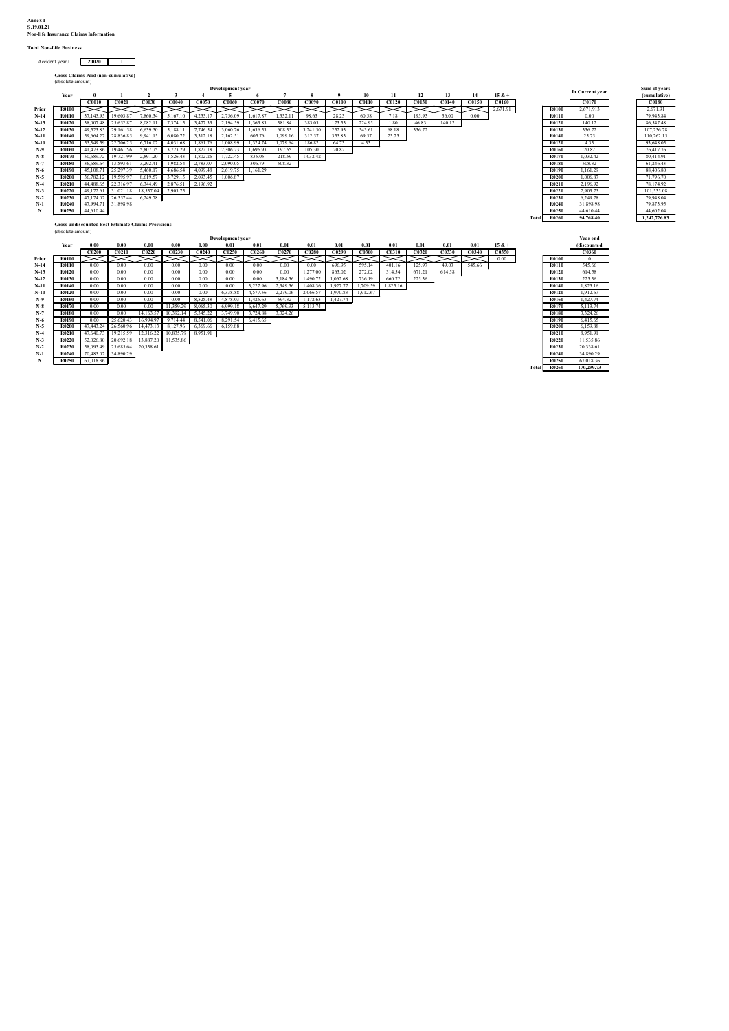**Annex I**
**S.19.01.21**
**Non-life Insurance Claims Information**

**Total Non-Life Business**

Accident year / **Z0020** 1

**Gross Claims Paid (non-cumulative)**
(absolute amount)

| | Year | 0 | 1 | 2 | 3 | 4 | 5 | 6 | 7 | 8 | 9 | 10 | 11 | 12 | 13 | 14 | 15 & + |
|---|---|---|---|---|---|---|---|---|---|---|---|---|---|---|---|---|---|
| | | C0010 | C0020 | C0030 | C0040 | C0050 | C0060 | C0070 | C0080 | C0090 | C0100 | C0110 | C0120 | C0130 | C0140 | C0150 | C0160 |
| Prior | R0100 | | | | | | | | | | | | | | | | 2,671.91 |
| N-14 | R0110 | 37,145.95 | 19,603.87 | 7,860.34 | 5,167.10 | 4,255.17 | 2,756.09 | 1,617.87 | 1,352.11 | 98.63 | 28.23 | 60.58 | 7.18 | 195.93 | 36.00 | 0.00 | |
| N-13 | R0120 | 38,007.48 | 25,652.87 | 8,082.11 | 7,374.15 | 3,477.33 | 2,194.59 | 1,363.83 | 381.84 | 383.03 | 173.53 | 224.95 | 1.80 | 46.83 | 140.12 | | |
| N-12 | R0130 | 49,523.85 | 29,161.58 | 6,639.50 | 5,188.11 | 7,746.54 | 3,060.76 | 1,636.53 | 608.35 | 3,241.50 | 252.93 | 543.61 | 68.18 | 336.72 | | | |
| N-11 | R0140 | 59,664.27 | 28,836.85 | 9,941.15 | 6,080.72 | 3,312.18 | 2,162.51 | 605.76 | 1,099.16 | 312.57 | 355.83 | 69.57 | 25.75 | | | | |
| N-10 | R0150 | 55,349.59 | 22,706.25 | 6,716.02 | 4,031.68 | 1,861.76 | 1,008.99 | 1,324.74 | 1,079.64 | 186.82 | 64.73 | 4.33 | | | | | |
| N-9 | R0160 | 41,473.86 | 19,461.56 | 5,807.75 | 3,723.29 | 1,822.18 | 2,306.73 | 1,696.93 | 197.55 | 105.30 | 20.82 | | | | | | |
| N-8 | R0170 | 50,689.72 | 19,721.99 | 2,891.20 | 1,526.43 | 1,802.26 | 1,722.45 | 835.05 | 218.59 | 1,032.42 | | | | | | | |
| N-7 | R0180 | 36,689.64 | 13,593.61 | 3,292.41 | 1,982.54 | 2,783.07 | 2,090.05 | 306.79 | 508.32 | | | | | | | | |
| N-6 | R0190 | 45,108.71 | 25,297.39 | 5,460.17 | 4,686.54 | 4,099.48 | 2,619.75 | 1,161.29 | | | | | | | | | |
| N-5 | R0200 | 36,782.12 | 19,595.97 | 8,619.57 | 3,729.15 | 2,093.45 | 1,006.87 | | | | | | | | | | |
| N-4 | R0210 | 44,488.65 | 22,316.97 | 6,344.49 | 2,876.51 | 2,196.92 | | | | | | | | | | | |
| N-3 | R0220 | 49,172.61 | 31,021.18 | 18,537.04 | 2,903.75 | | | | | | | | | | | | |
| N-2 | R0230 | 47,174.02 | 26,557.44 | 6,249.78 | | | | | | | | | | | | | |
| N-1 | R0240 | 47,994.71 | 31,898.98 | | | | | | | | | | | | | | |
| N | R0250 | 44,610.44 | | | | | | | | | | | | | | | |

| | | In Current year | Sum of years (cumulative) |
|---|---|---|---|
| | | C0170 | C0180 |
| | R0100 | 2,671.913 | 2,671.91 |
| | R0110 | 0.00 | 79,943.84 |
| | R0120 | 140.12 | 86,547.48 |
| | R0130 | 336.72 | 107,236.78 |
| | R0140 | 25.75 | 110,262.15 |
| | R0150 | 4.33 | 93,648.05 |
| | R0160 | 20.82 | 76,417.76 |
| | R0170 | 1,032.42 | 80,414.91 |
| | R0180 | 508.32 | 61,246.43 |
| | R0190 | 1,161.29 | 88,406.80 |
| | R0200 | 1,006.87 | 71,796.70 |
| | R0210 | 2,196.92 | 78,174.92 |
| | R0220 | 2,903.75 | 101,535.08 |
| | R0230 | 6,249.78 | 79,948.04 |
| | R0240 | 31,898.98 | 79,873.95 |
| | R0250 | 44,610.44 | 44,602.04 |
| Total | R0260 | 94,768.40 | 1,242,726.83 |

**Gross undiscounted Best Estimate Claims Provisions**
(absolute amount)

| | Year | 0.00 | 0.00 | 0.00 | 0.00 | 0.00 | 0.01 | 0.01 | 0.01 | 0.01 | 0.01 | 0.01 | 0.01 | 0.01 | 0.01 | 0.01 | 15 & + |
|---|---|---|---|---|---|---|---|---|---|---|---|---|---|---|---|---|---|
| | | C0200 | C0210 | C0220 | C0230 | C0240 | C0250 | C0260 | C0270 | C0280 | C0290 | C0300 | C0310 | C0320 | C0330 | C0340 | C0350 |
| Prior | R0100 | | | | | | | | | | | | | | | | 0.00 |
| N-14 | R0110 | 0.00 | 0.00 | 0.00 | 0.00 | 0.00 | 0.00 | 0.00 | 0.00 | 0.00 | 696.95 | 595.14 | 401.16 | 125.97 | 49.03 | 545.66 | |
| N-13 | R0120 | 0.00 | 0.00 | 0.00 | 0.00 | 0.00 | 0.00 | 0.00 | 0.00 | 1,277.00 | 863.02 | 272.02 | 314.54 | 671.21 | 614.58 | | |
| N-12 | R0130 | 0.00 | 0.00 | 0.00 | 0.00 | 0.00 | 0.00 | 0.00 | 3,184.56 | 1,490.72 | 1,062.68 | 736.19 | 660.72 | 225.36 | | | |
| N-11 | R0140 | 0.00 | 0.00 | 0.00 | 0.00 | 0.00 | 0.00 | 3,227.96 | 2,349.56 | 1,408.56 | 1,927.77 | 1,709.59 | 1,825.16 | | | | |
| N-10 | R0150 | 0.00 | 0.00 | 0.00 | 0.00 | 0.00 | 6,338.88 | 4,577.56 | 2,279.06 | 2,066.57 | 1,970.83 | 1,912.67 | | | | | |
| N-9 | R0160 | 0.00 | 0.00 | 0.00 | 0.00 | 8,525.48 | 4,878.03 | 1,425.63 | 594.32 | 1,172.63 | 1,427.74 | | | | | | |
| N-8 | R0170 | 0.00 | 0.00 | 0.00 | 11,359.29 | 8,065.30 | 6,999.18 | 6,647.29 | 5,769.93 | 5,113.74 | | | | | | | |
| N-7 | R0180 | 0.00 | 0.00 | 14,163.57 | 10,392.14 | 5,345.22 | 3,749.90 | 3,724.88 | 3,324.26 | | | | | | | | |
| N-6 | R0190 | 0.00 | 25,620.43 | 16,994.97 | 9,714.44 | 8,541.06 | 8,291.54 | 6,415.65 | | | | | | | | | |
| N-5 | R0200 | 47,443.24 | 26,560.96 | 14,473.13 | 8,127.96 | 6,369.66 | 6,159.88 | | | | | | | | | | |
| N-4 | R0210 | 47,640.73 | 19,215.59 | 12,316.22 | 10,835.79 | 8,951.91 | | | | | | | | | | | |
| N-3 | R0220 | 52,026.80 | 20,692.18 | 13,887.20 | 11,535.86 | | | | | | | | | | | | |
| N-2 | R0230 | 58,095.49 | 25,685.64 | 20,338.61 | | | | | | | | | | | | | |
| N-1 | R0240 | 70,485.02 | 34,890.29 | | | | | | | | | | | | | | |
| N | R0250 | 67,018.36 | | | | | | | | | | | | | | | |

| | | Year end (discounted |
|---|---|---|
| | | C0360 |
| | R0100 | 0 |
| | R0110 | 545.66 |
| | R0120 | 614.58 |
| | R0130 | 225.36 |
| | R0140 | 1,825.16 |
| | R0120 | 1,912.67 |
| | R0160 | 1,427.74 |
| | R0170 | 5,113.74 |
| | R0180 | 3,324.26 |
| | R0190 | 6,415.65 |
| | R0200 | 6,159.88 |
| | R0210 | 8,951.91 |
| | R0220 | 11,535.86 |
| | R0230 | 20,338.61 |
| | R0240 | 34,890.29 |
| | R0250 | 67,018.36 |
| Total | R0260 | 170,299.73 |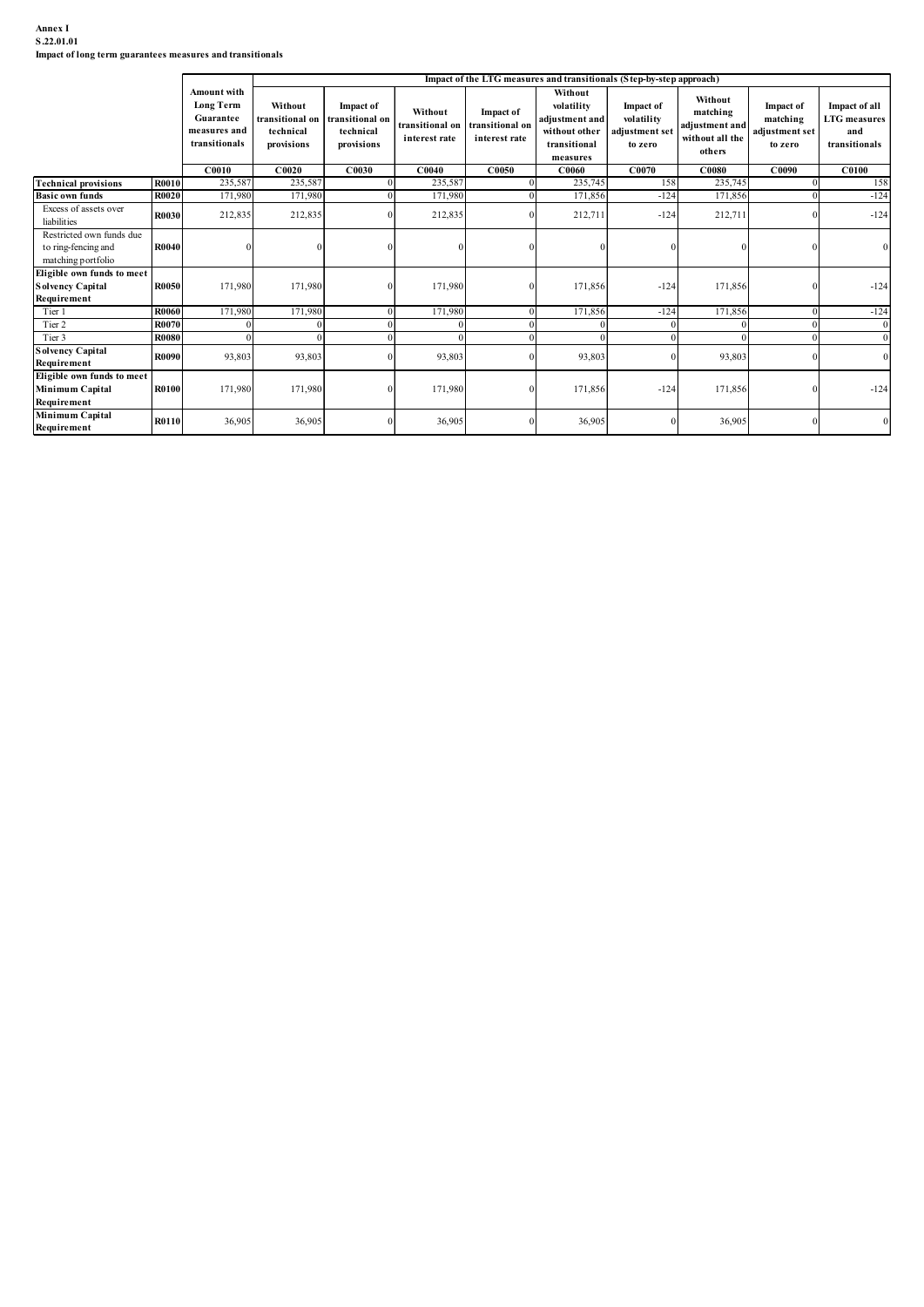**Annex I**
**S.22.01.01**
**Impact of long term guarantees measures and transitionals**

| | | Amount with Long Term Guarantee measures and transitionals | Impact of the LTG measures and transitionals (Step-by-step approach) | | | | | | | | |
|---|---|---|---|---|---|---|---|---|---|---|---|
| | | | Without transitional on technical provisions | Impact of transitional on technical provisions | Without transitional on interest rate | Impact of transitional on interest rate | Without volatility adjustment and without other transitional measures | Impact of volatility adjustment set to zero | Without matching adjustment and without all the others | Impact of matching adjustment set to zero | Impact of all LTG measures and transitionals |
| | | C0010 | C0020 | C0030 | C0040 | C0050 | C0060 | C0070 | C0080 | C0090 | C0100 |
| **Technical provisions** | **R0010** | 235,587 | 235,587 | 0 | 235,587 | 0 | 235,745 | 158 | 235,745 | 0 | 158 |
| **Basic own funds** | **R0020** | 171,980 | 171,980 | 0 | 171,980 | 0 | 171,856 | -124 | 171,856 | 0 | -124 |
| Excess of assets over liabilities | **R0030** | 212,835 | 212,835 | 0 | 212,835 | 0 | 212,711 | -124 | 212,711 | 0 | -124 |
| Restricted own funds due to ring-fencing and matching portfolio | **R0040** | 0 | 0 | 0 | 0 | 0 | 0 | 0 | 0 | 0 | 0 |
| **Eligible own funds to meet Solvency Capital Requirement** | **R0050** | 171,980 | 171,980 | 0 | 171,980 | 0 | 171,856 | -124 | 171,856 | 0 | -124 |
| Tier 1 | **R0060** | 171,980 | 171,980 | 0 | 171,980 | 0 | 171,856 | -124 | 171,856 | 0 | -124 |
| Tier 2 | **R0070** | 0 | 0 | 0 | 0 | 0 | 0 | 0 | 0 | 0 | 0 |
| Tier 3 | **R0080** | 0 | 0 | 0 | 0 | 0 | 0 | 0 | 0 | 0 | 0 |
| **Solvency Capital Requirement** | **R0090** | 93,803 | 93,803 | 0 | 93,803 | 0 | 93,803 | 0 | 93,803 | 0 | 0 |
| **Eligible own funds to meet Minimum Capital Requirement** | **R0100** | 171,980 | 171,980 | 0 | 171,980 | 0 | 171,856 | -124 | 171,856 | 0 | -124 |
| **Minimum Capital Requirement** | **R0110** | 36,905 | 36,905 | 0 | 36,905 | 0 | 36,905 | 0 | 36,905 | 0 | 0 |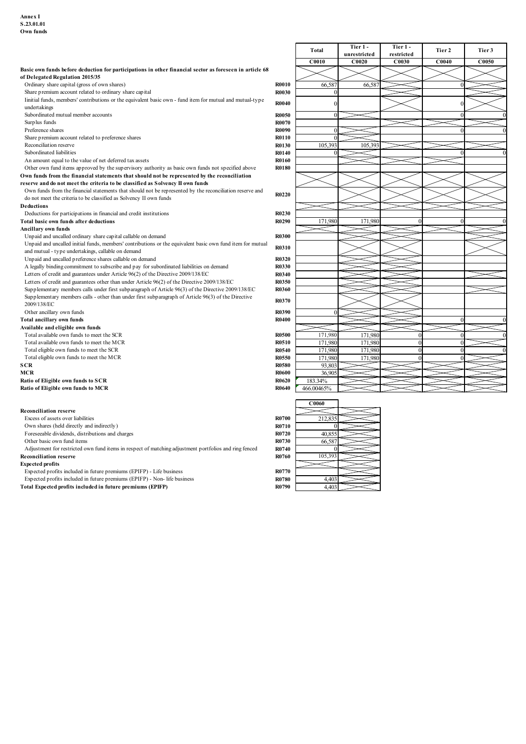**Annex I**
**S.23.01.01**
**Own funds**

| | | Total | Tier 1 - unrestricted | Tier 1 - restricted | Tier 2 | Tier 3 |
|---|---|---|---|---|---|---|
| | | C0010 | C0020 | C0030 | C0040 | C0050 |
| **Basic own funds before deduction for participations in other financial sector as foreseen in article 68 of Delegated Regulation 2015/35** | | | | | | |
| Ordinary share capital (gross of own shares) | R0010 | 66,587 | 66,587 | | 0 | |
| Share premium account related to ordinary share capital | R0030 | 0 | | | | |
| Iinitial funds, members' contributions or the equivalent basic own - fund item for mutual and mutual-type undertakings | R0040 | 0 | | | 0 | |
| Subordinated mutual member accounts | R0050 | 0 | | | 0 | 0 |
| Surplus funds | R0070 | | | | | |
| Preference shares | R0090 | 0 | | | 0 | 0 |
| Share premium account related to preference shares | R0110 | 0 | | | | |
| Reconciliation reserve | R0130 | 105,393 | 105,393 | | | |
| Subordinated liabilities | R0140 | 0 | | | 0 | 0 |
| An amount equal to the value of net deferred tax assets | R0160 | | | | | |
| Other own fund items approved by the supervisory authority as basic own funds not specified above | R0180 | | | | | |
| **Own funds from the financial statements that should not be represented by the reconciliation reserve and do not meet the criteria to be classified as Solvency II own funds** | | | | | | |
| Own funds from the financial statements that should not be represented by the reconciliation reserve and do not meet the criteria to be classified as Solvency II own funds | R0220 | | | | | |
| **Deductions** | | | | | | |
| Deductions for participations in financial and credit institutions | R0230 | | | | | |
| **Total basic own funds after deductions** | R0290 | 171,980 | 171,980 | 0 | 0 | 0 |
| **Ancillary own funds** | | | | | | |
| Unpaid and uncalled ordinary share capital callable on demand | R0300 | | | | | |
| Unpaid and uncalled initial funds, members' contributions or the equivalent basic own fund item for mutual and mutual - type undertakings, callable on demand | R0310 | | | | | |
| Unpaid and uncalled preference shares callable on demand | R0320 | | | | | |
| A legally binding commitment to subscribe and pay for subordinated liabilities on demand | R0330 | | | | | |
| Letters of credit and guarantees under Article 96(2) of the Directive 2009/138/EC | R0340 | | | | | |
| Letters of credit and guarantees other than under Article 96(2) of the Directive 2009/138/EC | R0350 | | | | | |
| Supplementary members calls under first subparagraph of Article 96(3) of the Directive 2009/138/EC | R0360 | | | | | |
| Supplementary members calls - other than under first subparagraph of Article 96(3) of the Directive 2009/138/EC | R0370 | | | | | |
| Other ancillary own funds | R0390 | 0 | | | | |
| **Total ancillary own funds** | R0400 | | | | 0 | 0 |
| **Available and eligible own funds** | | | | | | |
| Total available own funds to meet the SCR | R0500 | 171,980 | 171,980 | 0 | 0 | 0 |
| Total available own funds to meet the MCR | R0510 | 171,980 | 171,980 | 0 | 0 | |
| Total eligible own funds to meet the SCR | R0540 | 171,980 | 171,980 | 0 | 0 | 0 |
| Total eligible own funds to meet the MCR | R0550 | 171,980 | 171,980 | 0 | 0 | |
| **SCR** | R0580 | 93,803 | | | | |
| **MCR** | R0600 | 36,905 | | | | |
| **Ratio of Eligible own funds to SCR** | R0620 | 183.34% | | | | |
| **Ratio of Eligible own funds to MCR** | R0640 | 466.00465% | | | | |

| | | C0060 | |
|---|---|---|---|
| **Reconciliation reserve** | | | |
| Excess of assets over liabilities | R0700 | 212,835 | |
| Own shares (held directly and indirectly) | R0710 | 0 | |
| Foreseeable dividends, distributions and charges | R0720 | 40,855 | |
| Other basic own fund items | R0730 | 66,587 | |
| Adjustment for restricted own fund items in respect of matching adjustment portfolios and ring fenced | R0740 | 0 | |
| **Reconciliation reserve** | R0760 | 105,393 | |
| **Expected profits** | | | |
| Expected profits included in future premiums (EPIFP) - Life business | R0770 | | |
| Expected profits included in future premiums (EPIFP) - Non- life business | R0780 | 4,403 | |
| **Total Expected profits included in future premiums (EPIFP)** | R0790 | 4,403 | |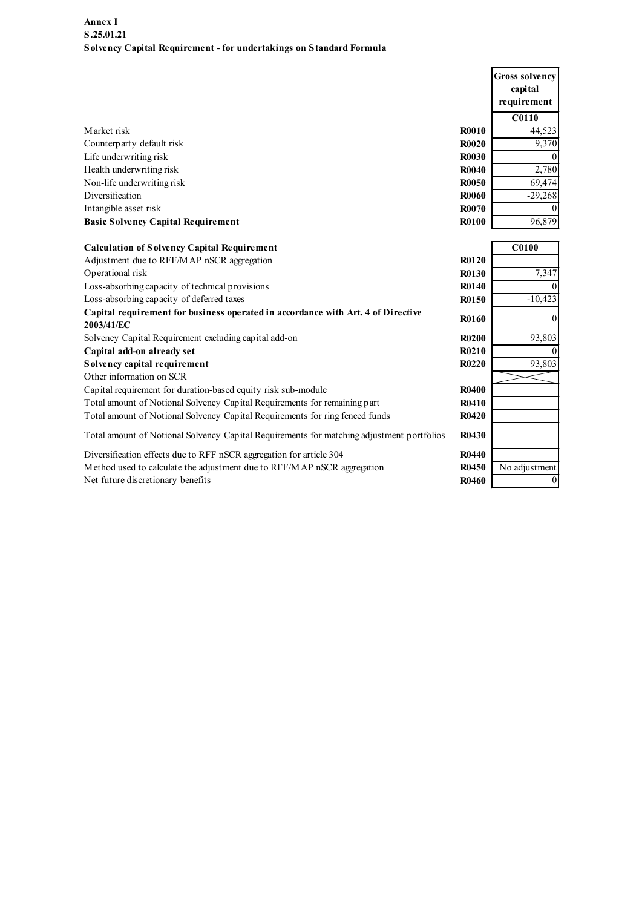**Annex I**
**S.25.01.21**
**Solvency Capital Requirement - for undertakings on Standard Formula**

| | | Gross solvency capital requirement |
|---|---|---|
| | | C0110 |
| Market risk | R0010 | 44,523 |
| Counterparty default risk | R0020 | 9,370 |
| Life underwriting risk | R0030 | 0 |
| Health underwriting risk | R0040 | 2,780 |
| Non-life underwriting risk | R0050 | 69,474 |
| Diversification | R0060 | -29,268 |
| Intangible asset risk | R0070 | 0 |
| **Basic Solvency Capital Requirement** | R0100 | 96,879 |

| **Calculation of Solvency Capital Requirement** | | C0100 |
|---|---|---|
| Adjustment due to RFF/MAP nSCR aggregation | R0120 | |
| Operational risk | R0130 | 7,347 |
| Loss-absorbing capacity of technical provisions | R0140 | 0 |
| Loss-absorbing capacity of deferred taxes | R0150 | -10,423 |
| **Capital requirement for business operated in accordance with Art. 4 of Directive 2003/41/EC** | R0160 | 0 |
| Solvency Capital Requirement excluding capital add-on | R0200 | 93,803 |
| **Capital add-on already set** | R0210 | 0 |
| **Solvency capital requirement** | R0220 | 93,803 |
| Other information on SCR | | |
| Capital requirement for duration-based equity risk sub-module | R0400 | |
| Total amount of Notional Solvency Capital Requirements for remaining part | R0410 | |
| Total amount of Notional Solvency Capital Requirements for ring fenced funds | R0420 | |
| Total amount of Notional Solvency Capital Requirements for matching adjustment portfolios | R0430 | |
| Diversification effects due to RFF nSCR aggregation for article 304 | R0440 | |
| Method used to calculate the adjustment due to RFF/MAP nSCR aggregation | R0450 | No adjustment |
| Net future discretionary benefits | R0460 | 0 |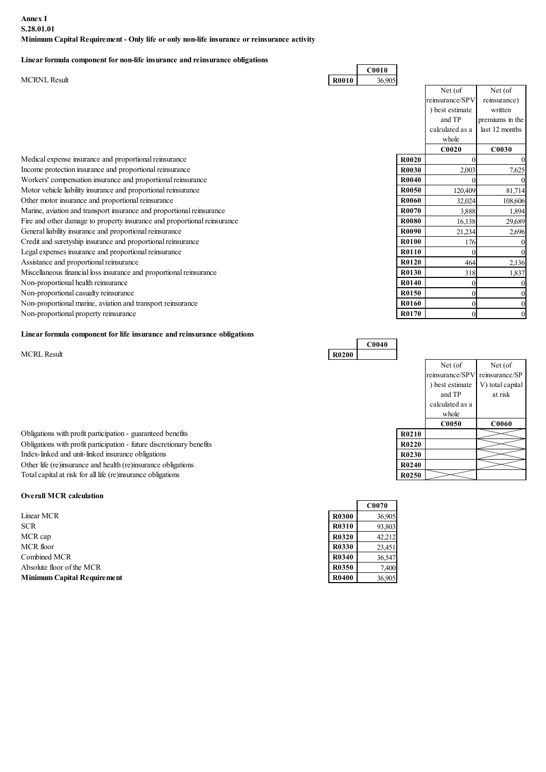**Annex I**
**S.28.01.01**
**Minimum Capital Requirement - Only life or only non-life insurance or reinsurance activity**

**Linear formula component for non-life insurance and reinsurance obligations**

| | | C0010 |
|---|---|---|
| MCRNL Result | R0010 | 36,905 |

| | | Net (of reinsurance/SPV) best estimate and TP calculated as a whole | Net (of reinsurance) written premiums in the last 12 months |
|---|---|---|---|
| | | C0020 | C0030 |
| Medical expense insurance and proportional reinsurance | R0020 | 0 | 0 |
| Income protection insurance and proportional reinsurance | R0030 | 2,003 | 7,625 |
| Workers' compensation insurance and proportional reinsurance | R0040 | 0 | 0 |
| Motor vehicle liability insurance and proportional reinsurance | R0050 | 120,409 | 81,714 |
| Other motor insurance and proportional reinsurance | R0060 | 32,024 | 108,606 |
| Marine, aviation and transport insurance and proportional reinsurance | R0070 | 3,888 | 1,894 |
| Fire and other damage to property insurance and proportional reinsurance | R0080 | 16,138 | 29,689 |
| General liability insurance and proportional reinsurance | R0090 | 21,234 | 2,696 |
| Credit and suretyship insurance and proportional reinsurance | R0100 | 176 | 0 |
| Legal expenses insurance and proportional reinsurance | R0110 | 0 | 0 |
| Assistance and proportional reinsurance | R0120 | 464 | 2,136 |
| Miscellaneous financial loss insurance and proportional reinsurance | R0130 | 318 | 1,837 |
| Non-proportional health reinsurance | R0140 | 0 | 0 |
| Non-proportional casualty reinsurance | R0150 | 0 | 0 |
| Non-proportional marine, aviation and transport reinsurance | R0160 | 0 | 0 |
| Non-proportional property reinsurance | R0170 | 0 | 0 |

**Linear formula component for life insurance and reinsurance obligations**

| | | C0040 |
|---|---|---|
| MCRL Result | R0200 | |

| | | Net (of reinsurance/SPV) best estimate and TP calculated as a whole | Net (of reinsurance/SPV) total capital at risk |
|---|---|---|---|
| | | C0050 | C0060 |
| Obligations with profit participation - guaranteed benefits | R0210 | | |
| Obligations with profit participation - future discretionary benefits | R0220 | | |
| Index-linked and unit-linked insurance obligations | R0230 | | |
| Other life (re)insurance and health (re)insurance obligations | R0240 | | |
| Total capital at risk for all life (re)insurance obligations | R0250 | | |

**Overall MCR calculation**

| | | C0070 |
|---|---|---|
| Linear MCR | R0300 | 36,905 |
| SCR | R0310 | 93,803 |
| MCR cap | R0320 | 42,212 |
| MCR floor | R0330 | 23,451 |
| Combined MCR | R0340 | 36,547 |
| Absolute floor of the MCR | R0350 | 7,400 |
| **Minimum Capital Requirement** | R0400 | 36,905 |